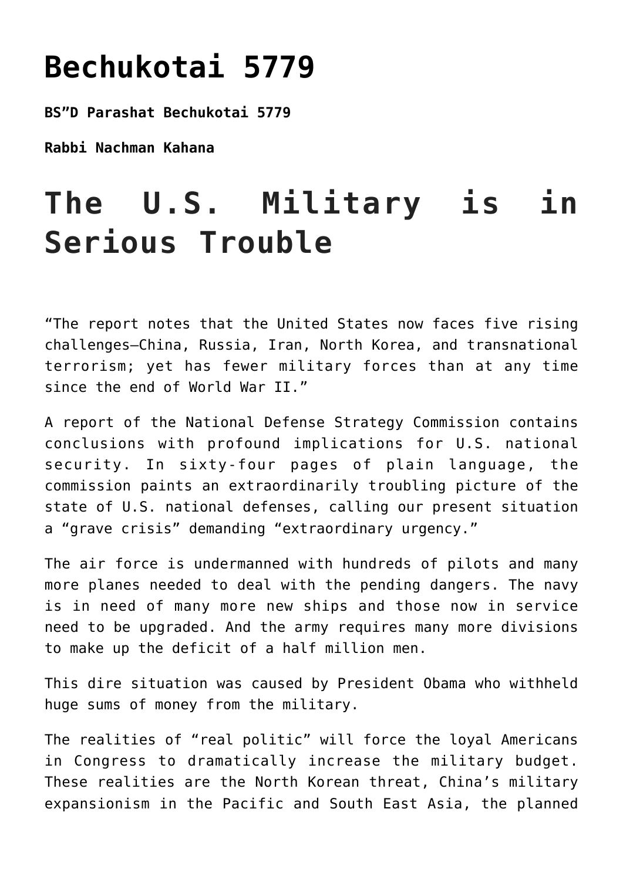# Bechukotai 5779

**BS"D Parashat Bechukotai 5779**

**Rabbi Nachman Kahana**

# The U.S. Military is in Serious Trouble

"The report notes that the United States now faces five rising challenges—China, Russia, Iran, North Korea, and transnational terrorism; yet has fewer military forces than at any time since the end of World War II."

A report of the National Defense Strategy Commission contains conclusions with profound implications for U.S. national security. In sixty-four pages of plain language, the commission paints an extraordinarily troubling picture of the state of U.S. national defenses, calling our present situation a "grave crisis" demanding "extraordinary urgency."

The air force is undermanned with hundreds of pilots and many more planes needed to deal with the pending dangers. The navy is in need of many more new ships and those now in service need to be upgraded. And the army requires many more divisions to make up the deficit of a half million men.

This dire situation was caused by President Obama who withheld huge sums of money from the military.

The realities of "real politic" will force the loyal Americans in Congress to dramatically increase the military budget. These realities are the North Korean threat, China's military expansionism in the Pacific and South East Asia, the planned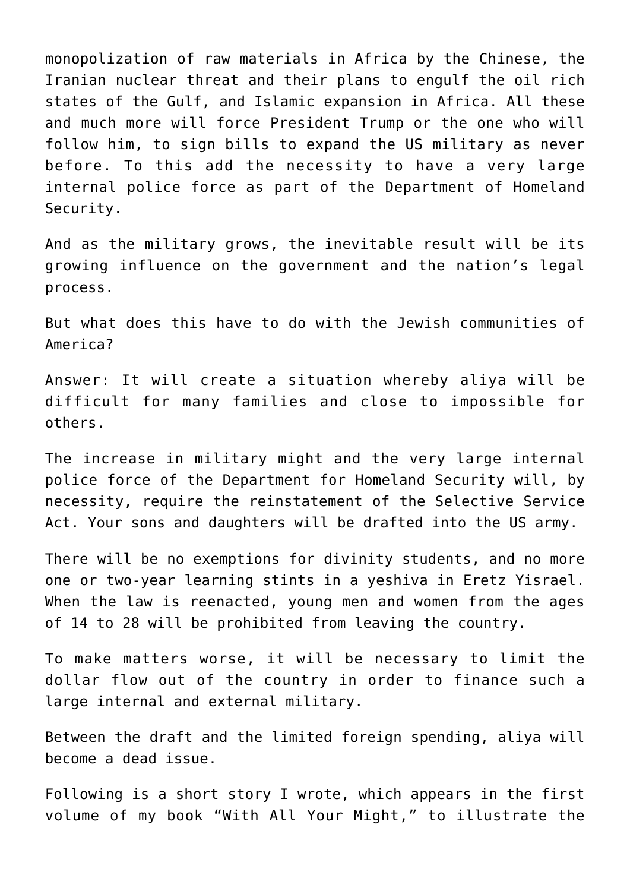monopolization of raw materials in Africa by the Chinese, the Iranian nuclear threat and their plans to engulf the oil rich states of the Gulf, and Islamic expansion in Africa. All these and much more will force President Trump or the one who will follow him, to sign bills to expand the US military as never before. To this add the necessity to have a very large internal police force as part of the Department of Homeland Security.

And as the military grows, the inevitable result will be its growing influence on the government and the nation's legal process.

But what does this have to do with the Jewish communities of America?

Answer: It will create a situation whereby aliya will be difficult for many families and close to impossible for others.

The increase in military might and the very large internal police force of the Department for Homeland Security will, by necessity, require the reinstatement of the Selective Service Act. Your sons and daughters will be drafted into the US army.

There will be no exemptions for divinity students, and no more one or two-year learning stints in a yeshiva in Eretz Yisrael. When the law is reenacted, young men and women from the ages of 14 to 28 will be prohibited from leaving the country.

To make matters worse, it will be necessary to limit the dollar flow out of the country in order to finance such a large internal and external military.

Between the draft and the limited foreign spending, aliya will become a dead issue.

Following is a short story I wrote, which appears in the first volume of my book "With All Your Might," to illustrate the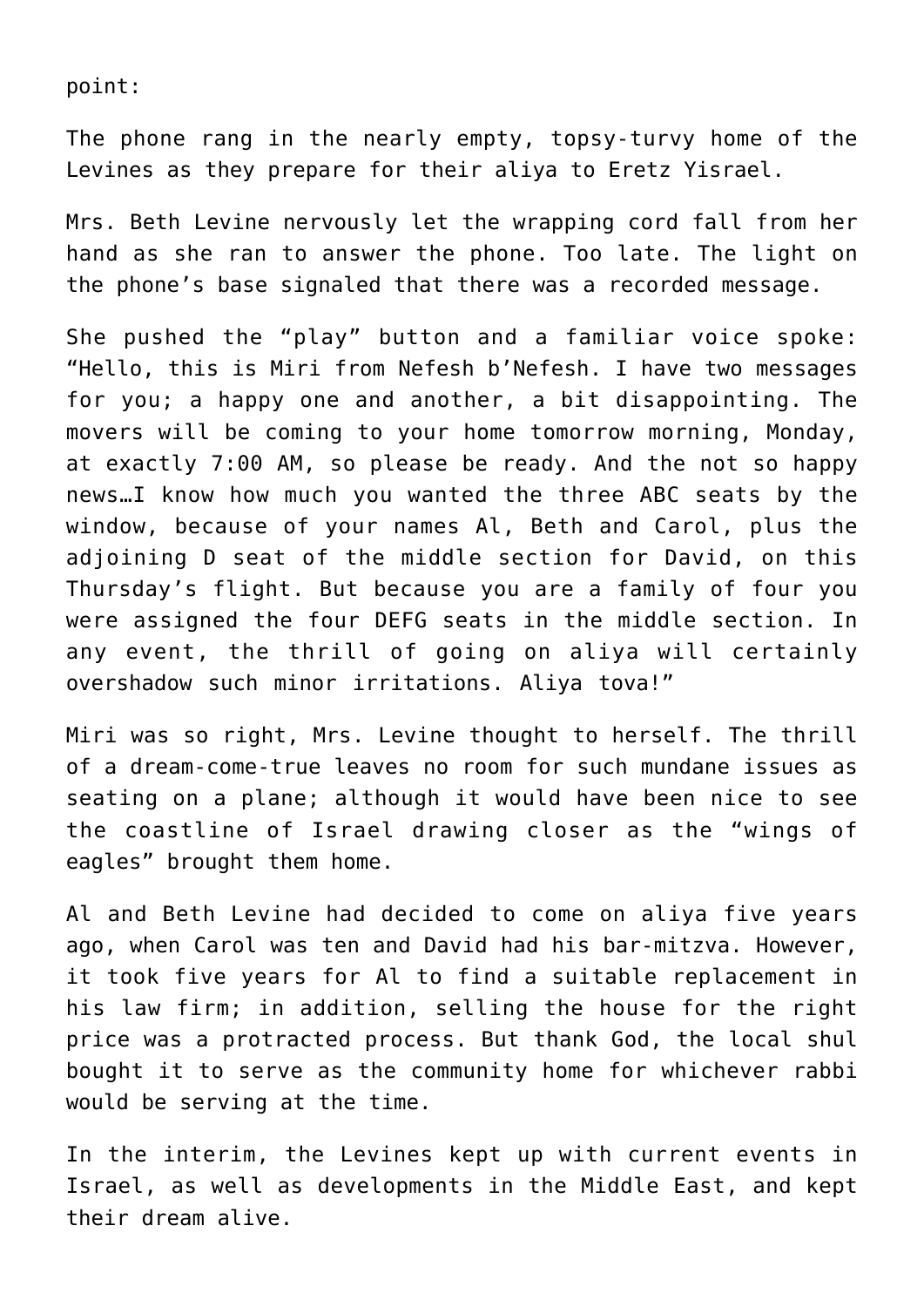point:

The phone rang in the nearly empty, topsy-turvy home of the Levines as they prepare for their aliya to Eretz Yisrael.

Mrs. Beth Levine nervously let the wrapping cord fall from her hand as she ran to answer the phone. Too late. The light on the phone's base signaled that there was a recorded message.

She pushed the "play" button and a familiar voice spoke: "Hello, this is Miri from Nefesh b'Nefesh. I have two messages for you; a happy one and another, a bit disappointing. The movers will be coming to your home tomorrow morning, Monday, at exactly 7:00 AM, so please be ready. And the not so happy news…I know how much you wanted the three ABC seats by the window, because of your names Al, Beth and Carol, plus the adjoining D seat of the middle section for David, on this Thursday's flight. But because you are a family of four you were assigned the four DEFG seats in the middle section. In any event, the thrill of going on aliya will certainly overshadow such minor irritations. Aliya tova!"

Miri was so right, Mrs. Levine thought to herself. The thrill of a dream-come-true leaves no room for such mundane issues as seating on a plane; although it would have been nice to see the coastline of Israel drawing closer as the "wings of eagles" brought them home.

Al and Beth Levine had decided to come on aliya five years ago, when Carol was ten and David had his bar-mitzva. However, it took five years for Al to find a suitable replacement in his law firm; in addition, selling the house for the right price was a protracted process. But thank God, the local shul bought it to serve as the community home for whichever rabbi would be serving at the time.

In the interim, the Levines kept up with current events in Israel, as well as developments in the Middle East, and kept their dream alive.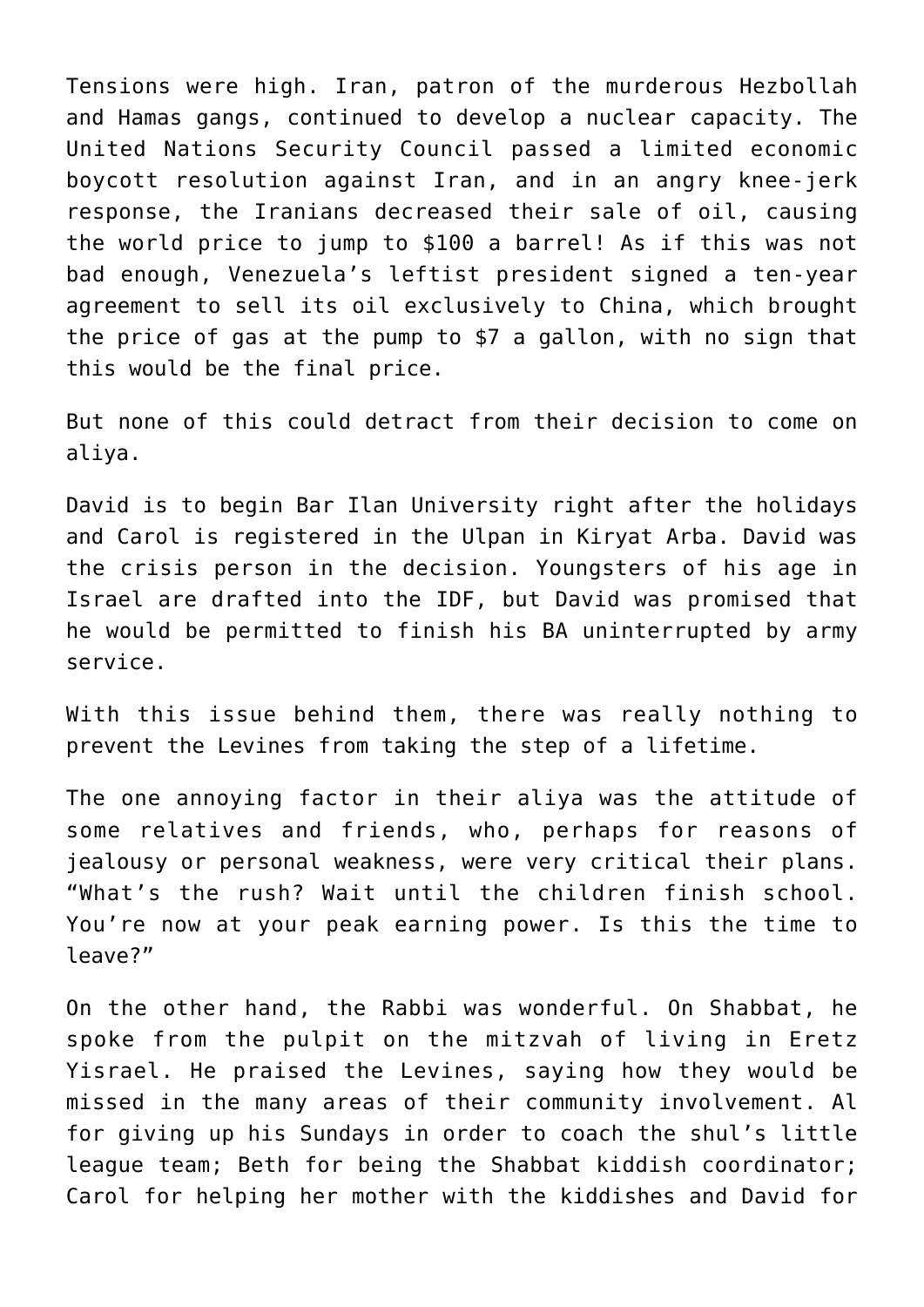Tensions were high. Iran, patron of the murderous Hezbollah and Hamas gangs, continued to develop a nuclear capacity. The United Nations Security Council passed a limited economic boycott resolution against Iran, and in an angry knee-jerk response, the Iranians decreased their sale of oil, causing the world price to jump to $100 a barrel! As if this was not bad enough, Venezuela's leftist president signed a ten-year agreement to sell its oil exclusively to China, which brought the price of gas at the pump to $7 a gallon, with no sign that this would be the final price.

But none of this could detract from their decision to come on aliya.

David is to begin Bar Ilan University right after the holidays and Carol is registered in the Ulpan in Kiryat Arba. David was the crisis person in the decision. Youngsters of his age in Israel are drafted into the IDF, but David was promised that he would be permitted to finish his BA uninterrupted by army service.

With this issue behind them, there was really nothing to prevent the Levines from taking the step of a lifetime.

The one annoying factor in their aliya was the attitude of some relatives and friends, who, perhaps for reasons of jealousy or personal weakness, were very critical their plans. "What's the rush? Wait until the children finish school. You're now at your peak earning power. Is this the time to leave?"

On the other hand, the Rabbi was wonderful. On Shabbat, he spoke from the pulpit on the mitzvah of living in Eretz Yisrael. He praised the Levines, saying how they would be missed in the many areas of their community involvement. Al for giving up his Sundays in order to coach the shul's little league team; Beth for being the Shabbat kiddish coordinator; Carol for helping her mother with the kiddishes and David for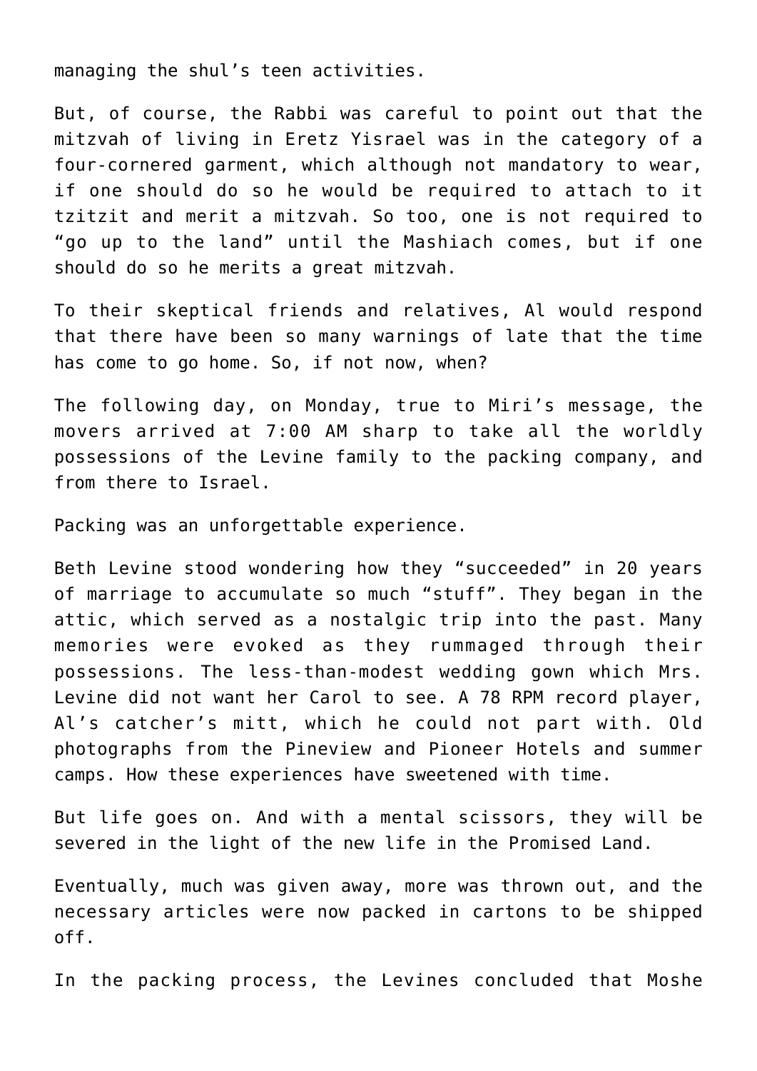managing the shul's teen activities.

But, of course, the Rabbi was careful to point out that the mitzvah of living in Eretz Yisrael was in the category of a four-cornered garment, which although not mandatory to wear, if one should do so he would be required to attach to it tzitzit and merit a mitzvah. So too, one is not required to "go up to the land" until the Mashiach comes, but if one should do so he merits a great mitzvah.

To their skeptical friends and relatives, Al would respond that there have been so many warnings of late that the time has come to go home. So, if not now, when?

The following day, on Monday, true to Miri's message, the movers arrived at 7:00 AM sharp to take all the worldly possessions of the Levine family to the packing company, and from there to Israel.

Packing was an unforgettable experience.

Beth Levine stood wondering how they "succeeded" in 20 years of marriage to accumulate so much "stuff". They began in the attic, which served as a nostalgic trip into the past. Many memories were evoked as they rummaged through their possessions. The less-than-modest wedding gown which Mrs. Levine did not want her Carol to see. A 78 RPM record player, Al's catcher's mitt, which he could not part with. Old photographs from the Pineview and Pioneer Hotels and summer camps. How these experiences have sweetened with time.

But life goes on. And with a mental scissors, they will be severed in the light of the new life in the Promised Land.

Eventually, much was given away, more was thrown out, and the necessary articles were now packed in cartons to be shipped off.

In the packing process, the Levines concluded that Moshe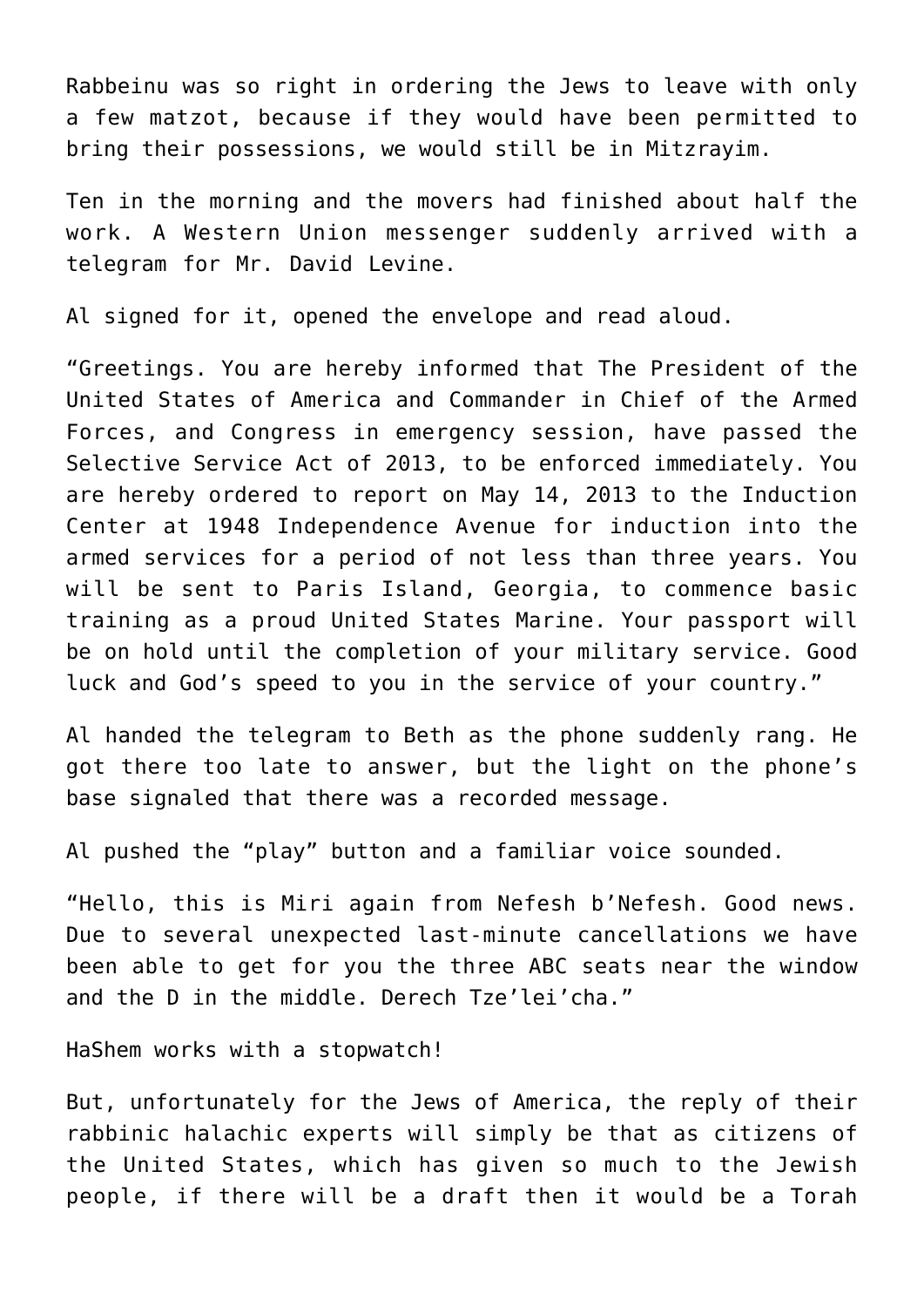Rabbeinu was so right in ordering the Jews to leave with only a few matzot, because if they would have been permitted to bring their possessions, we would still be in Mitzrayim.

Ten in the morning and the movers had finished about half the work. A Western Union messenger suddenly arrived with a telegram for Mr. David Levine.

Al signed for it, opened the envelope and read aloud.

"Greetings. You are hereby informed that The President of the United States of America and Commander in Chief of the Armed Forces, and Congress in emergency session, have passed the Selective Service Act of 2013, to be enforced immediately. You are hereby ordered to report on May 14, 2013 to the Induction Center at 1948 Independence Avenue for induction into the armed services for a period of not less than three years. You will be sent to Paris Island, Georgia, to commence basic training as a proud United States Marine. Your passport will be on hold until the completion of your military service. Good luck and God's speed to you in the service of your country."

Al handed the telegram to Beth as the phone suddenly rang. He got there too late to answer, but the light on the phone's base signaled that there was a recorded message.

Al pushed the "play" button and a familiar voice sounded.

"Hello, this is Miri again from Nefesh b'Nefesh. Good news. Due to several unexpected last-minute cancellations we have been able to get for you the three ABC seats near the window and the D in the middle. Derech Tze'lei'cha."

HaShem works with a stopwatch!

But, unfortunately for the Jews of America, the reply of their rabbinic halachic experts will simply be that as citizens of the United States, which has given so much to the Jewish people, if there will be a draft then it would be a Torah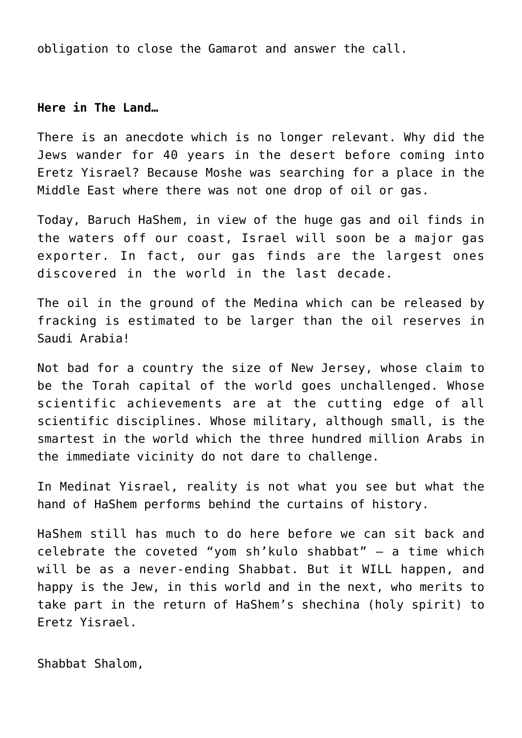obligation to close the Gamarot and answer the call.

**Here in The Land…**

There is an anecdote which is no longer relevant. Why did the Jews wander for 40 years in the desert before coming into Eretz Yisrael? Because Moshe was searching for a place in the Middle East where there was not one drop of oil or gas.

Today, Baruch HaShem, in view of the huge gas and oil finds in the waters off our coast, Israel will soon be a major gas exporter. In fact, our gas finds are the largest ones discovered in the world in the last decade.

The oil in the ground of the Medina which can be released by fracking is estimated to be larger than the oil reserves in Saudi Arabia!

Not bad for a country the size of New Jersey, whose claim to be the Torah capital of the world goes unchallenged. Whose scientific achievements are at the cutting edge of all scientific disciplines. Whose military, although small, is the smartest in the world which the three hundred million Arabs in the immediate vicinity do not dare to challenge.

In Medinat Yisrael, reality is not what you see but what the hand of HaShem performs behind the curtains of history.

HaShem still has much to do here before we can sit back and celebrate the coveted "yom sh'kulo shabbat" – a time which will be as a never-ending Shabbat. But it WILL happen, and happy is the Jew, in this world and in the next, who merits to take part in the return of HaShem's shechina (holy spirit) to Eretz Yisrael.

Shabbat Shalom,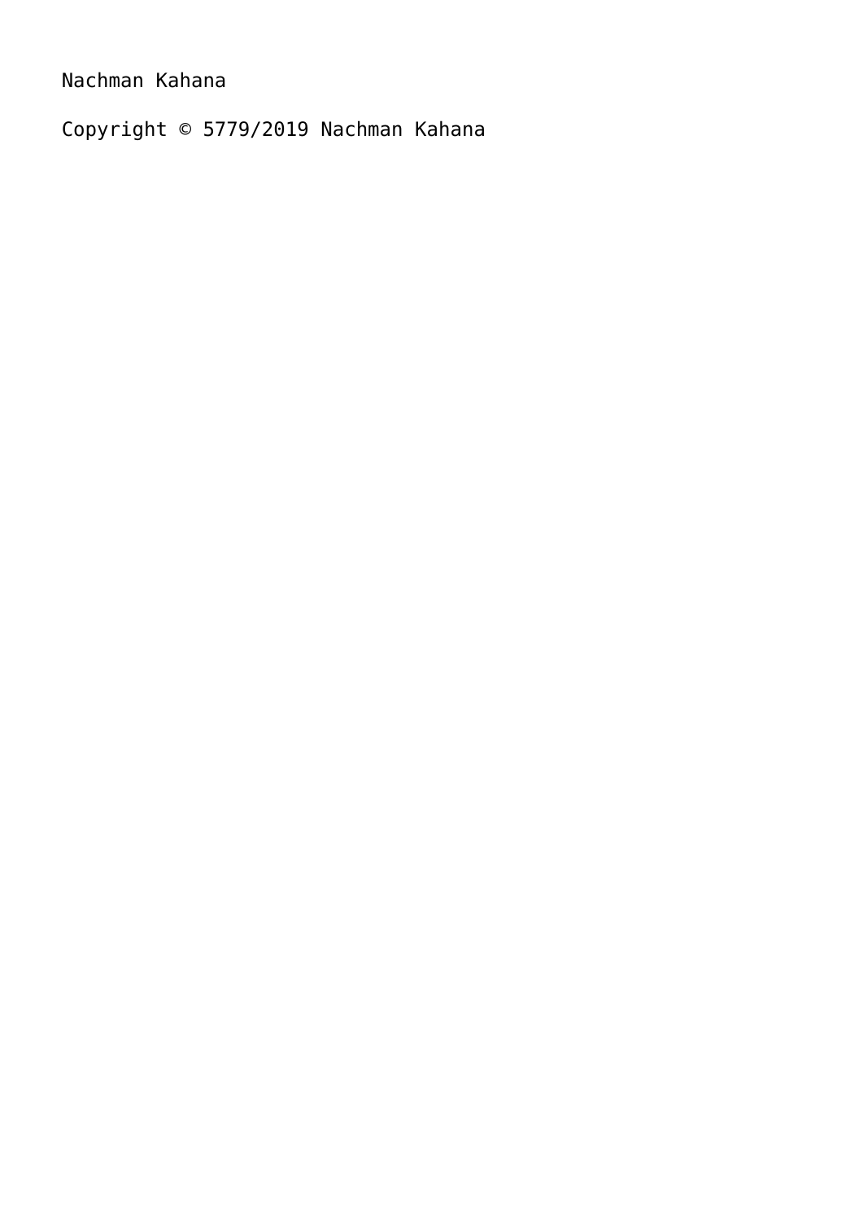Nachman Kahana

Copyright © 5779/2019 Nachman Kahana